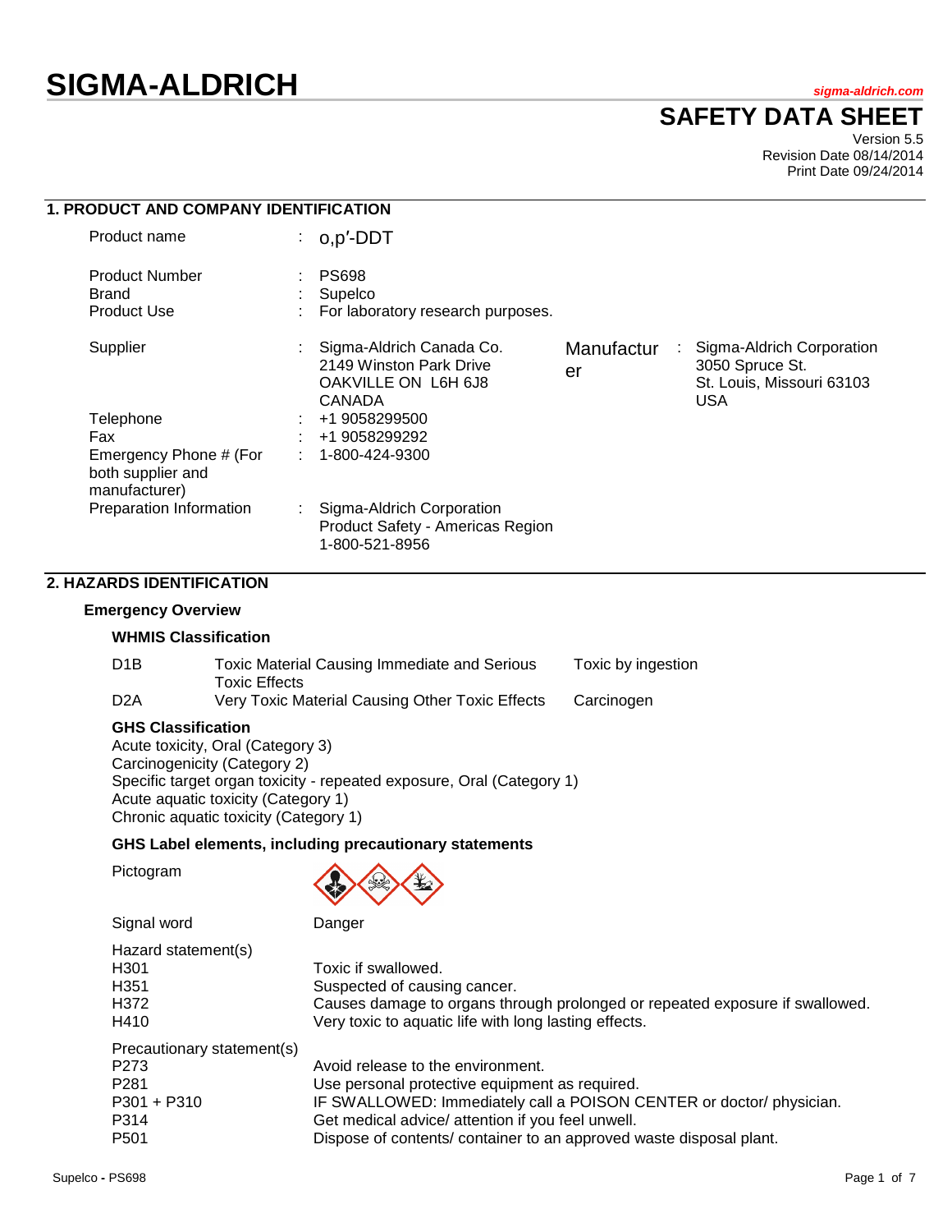# SIGMA-ALDRICH

sigma-aldrich.com

# SAFETY DATA SHEET

Version 5.5
Revision Date 08/14/2014
Print Date 09/24/2014

## 1. PRODUCT AND COMPANY IDENTIFICATION

| | | |
|---|---|---|
| Product name | : | o,p′-DDT |
| Product Number | : | PS698 |
| Brand | : | Supelco |
| Product Use | : | For laboratory research purposes. |
| Supplier | : | Sigma-Aldrich Canada Co.<br>2149 Winston Park Drive<br>OAKVILLE ON L6H 6J8<br>CANADA |
| Manufacturer | : | Sigma-Aldrich Corporation<br>3050 Spruce St.<br>St. Louis, Missouri 63103<br>USA |
| Telephone | : | +1 9058299500 |
| Fax | : | +1 9058299292 |
| Emergency Phone # (For both supplier and manufacturer) | : | 1-800-424-9300 |
| Preparation Information | : | Sigma-Aldrich Corporation<br>Product Safety - Americas Region<br>1-800-521-8956 |

## 2. HAZARDS IDENTIFICATION

### Emergency Overview

**WHMIS Classification**

| | | |
|---|---|---|
| D1B | Toxic Material Causing Immediate and Serious Toxic Effects | Toxic by ingestion |
| D2A | Very Toxic Material Causing Other Toxic Effects | Carcinogen |

**GHS Classification**

Acute toxicity, Oral (Category 3)
Carcinogenicity (Category 2)
Specific target organ toxicity - repeated exposure, Oral (Category 1)
Acute aquatic toxicity (Category 1)
Chronic aquatic toxicity (Category 1)

**GHS Label elements, including precautionary statements**

Pictogram

Signal word: Danger

Hazard statement(s)

| | |
|---|---|
| H301 | Toxic if swallowed. |
| H351 | Suspected of causing cancer. |
| H372 | Causes damage to organs through prolonged or repeated exposure if swallowed. |
| H410 | Very toxic to aquatic life with long lasting effects. |

Precautionary statement(s)

| | |
|---|---|
| P273 | Avoid release to the environment. |
| P281 | Use personal protective equipment as required. |
| P301 + P310 | IF SWALLOWED: Immediately call a POISON CENTER or doctor/ physician. |
| P314 | Get medical advice/ attention if you feel unwell. |
| P501 | Dispose of contents/ container to an approved waste disposal plant. |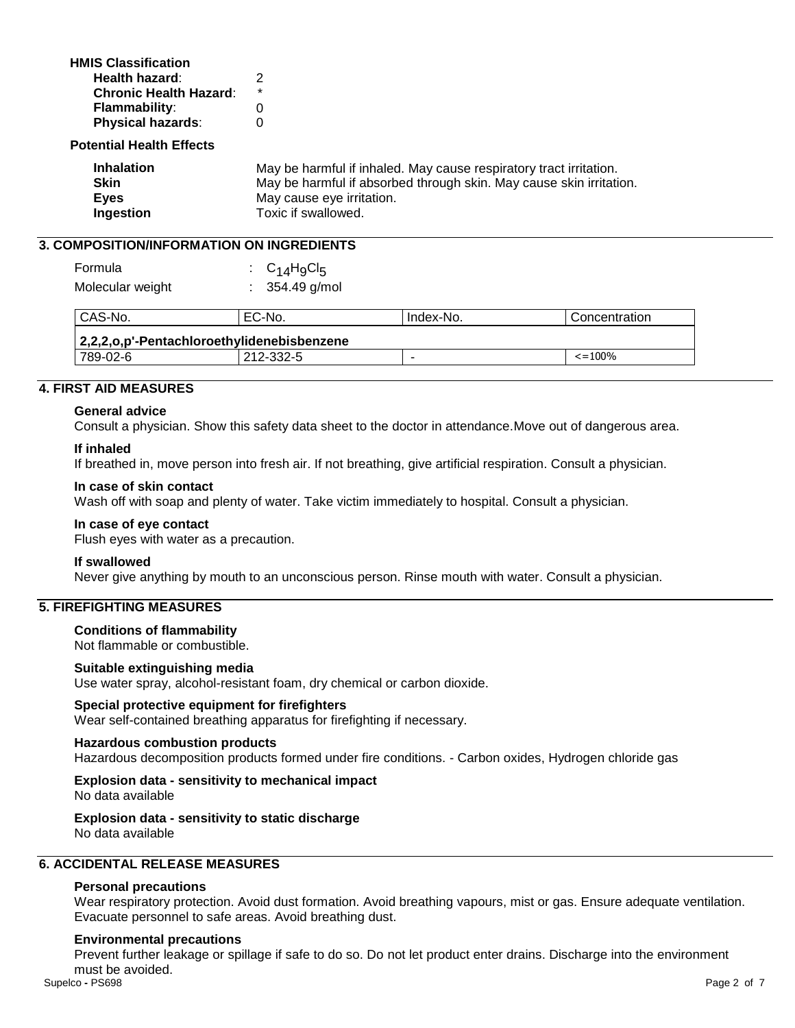**HMIS Classification**

| | |
|---|---|
| **Health hazard**: | 2 |
| **Chronic Health Hazard**: | * |
| **Flammability**: | 0 |
| **Physical hazards**: | 0 |

**Potential Health Effects**

| | |
|---|---|
| **Inhalation** | May be harmful if inhaled. May cause respiratory tract irritation. |
| **Skin** | May be harmful if absorbed through skin. May cause skin irritation. |
| **Eyes** | May cause eye irritation. |
| **Ingestion** | Toxic if swallowed. |

## 3. COMPOSITION/INFORMATION ON INGREDIENTS

Formula : $C_{14}H_9Cl_5$

Molecular weight : 354.49 g/mol

| CAS-No. | EC-No. | Index-No. | Concentration |
|---|---|---|---|
| **2,2,2,o,p'-Pentachloroethylidenebisbenzene** | | | |
| 789-02-6 | 212-332-5 | - | <=100% |

## 4. FIRST AID MEASURES

**General advice**

Consult a physician. Show this safety data sheet to the doctor in attendance.Move out of dangerous area.

**If inhaled**

If breathed in, move person into fresh air. If not breathing, give artificial respiration. Consult a physician.

**In case of skin contact**

Wash off with soap and plenty of water. Take victim immediately to hospital. Consult a physician.

**In case of eye contact**

Flush eyes with water as a precaution.

**If swallowed**

Never give anything by mouth to an unconscious person. Rinse mouth with water. Consult a physician.

## 5. FIREFIGHTING MEASURES

**Conditions of flammability**

Not flammable or combustible.

**Suitable extinguishing media**

Use water spray, alcohol-resistant foam, dry chemical or carbon dioxide.

**Special protective equipment for firefighters**

Wear self-contained breathing apparatus for firefighting if necessary.

**Hazardous combustion products**

Hazardous decomposition products formed under fire conditions. - Carbon oxides, Hydrogen chloride gas

**Explosion data - sensitivity to mechanical impact**

No data available

**Explosion data - sensitivity to static discharge**

No data available

## 6. ACCIDENTAL RELEASE MEASURES

**Personal precautions**

Wear respiratory protection. Avoid dust formation. Avoid breathing vapours, mist or gas. Ensure adequate ventilation. Evacuate personnel to safe areas. Avoid breathing dust.

**Environmental precautions**

Prevent further leakage or spillage if safe to do so. Do not let product enter drains. Discharge into the environment must be avoided.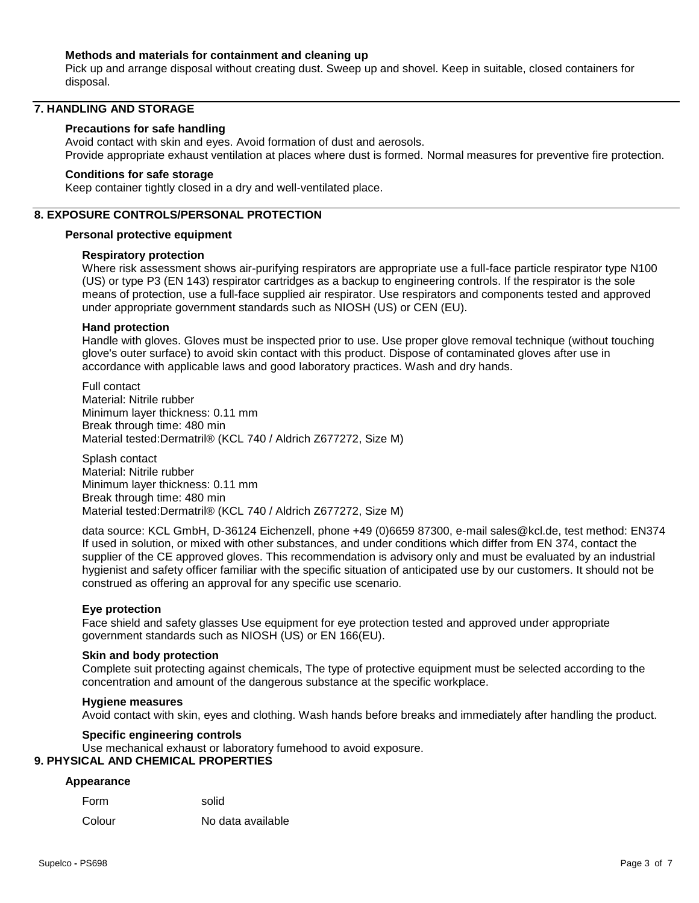**Methods and materials for containment and cleaning up**

Pick up and arrange disposal without creating dust. Sweep up and shovel. Keep in suitable, closed containers for disposal.

## 7. HANDLING AND STORAGE

**Precautions for safe handling**

Avoid contact with skin and eyes. Avoid formation of dust and aerosols.
Provide appropriate exhaust ventilation at places where dust is formed. Normal measures for preventive fire protection.

**Conditions for safe storage**

Keep container tightly closed in a dry and well-ventilated place.

## 8. EXPOSURE CONTROLS/PERSONAL PROTECTION

**Personal protective equipment**

**Respiratory protection**

Where risk assessment shows air-purifying respirators are appropriate use a full-face particle respirator type N100 (US) or type P3 (EN 143) respirator cartridges as a backup to engineering controls. If the respirator is the sole means of protection, use a full-face supplied air respirator. Use respirators and components tested and approved under appropriate government standards such as NIOSH (US) or CEN (EU).

**Hand protection**

Handle with gloves. Gloves must be inspected prior to use. Use proper glove removal technique (without touching glove's outer surface) to avoid skin contact with this product. Dispose of contaminated gloves after use in accordance with applicable laws and good laboratory practices. Wash and dry hands.

Full contact
Material: Nitrile rubber
Minimum layer thickness: 0.11 mm
Break through time: 480 min
Material tested:Dermatril® (KCL 740 / Aldrich Z677272, Size M)

Splash contact
Material: Nitrile rubber
Minimum layer thickness: 0.11 mm
Break through time: 480 min
Material tested:Dermatril® (KCL 740 / Aldrich Z677272, Size M)

data source: KCL GmbH, D-36124 Eichenzell, phone +49 (0)6659 87300, e-mail sales@kcl.de, test method: EN374
If used in solution, or mixed with other substances, and under conditions which differ from EN 374, contact the supplier of the CE approved gloves. This recommendation is advisory only and must be evaluated by an industrial hygienist and safety officer familiar with the specific situation of anticipated use by our customers. It should not be construed as offering an approval for any specific use scenario.

**Eye protection**

Face shield and safety glasses Use equipment for eye protection tested and approved under appropriate government standards such as NIOSH (US) or EN 166(EU).

**Skin and body protection**

Complete suit protecting against chemicals, The type of protective equipment must be selected according to the concentration and amount of the dangerous substance at the specific workplace.

**Hygiene measures**

Avoid contact with skin, eyes and clothing. Wash hands before breaks and immediately after handling the product.

**Specific engineering controls**

Use mechanical exhaust or laboratory fumehood to avoid exposure.

## 9. PHYSICAL AND CHEMICAL PROPERTIES

**Appearance**

| | |
|---|---|
| Form | solid |
| Colour | No data available |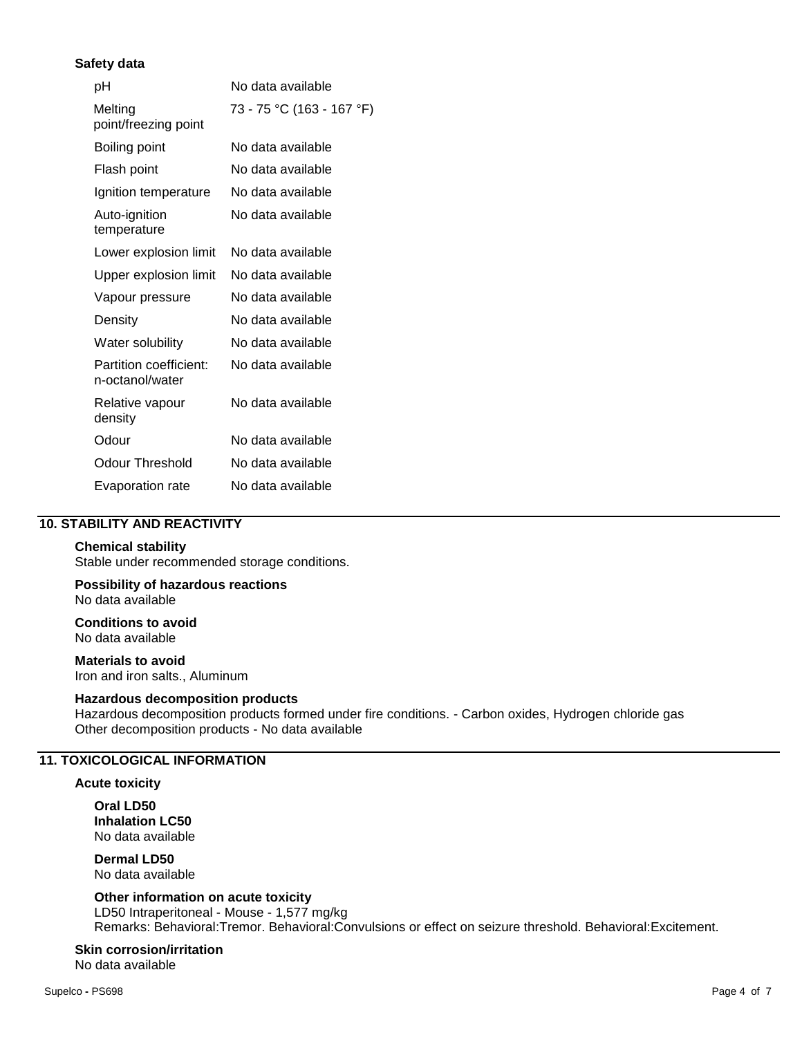**Safety data**

| | |
|---|---|
| pH | No data available |
| Melting point/freezing point | 73 - 75 °C (163 - 167 °F) |
| Boiling point | No data available |
| Flash point | No data available |
| Ignition temperature | No data available |
| Auto-ignition temperature | No data available |
| Lower explosion limit | No data available |
| Upper explosion limit | No data available |
| Vapour pressure | No data available |
| Density | No data available |
| Water solubility | No data available |
| Partition coefficient: n-octanol/water | No data available |
| Relative vapour density | No data available |
| Odour | No data available |
| Odour Threshold | No data available |
| Evaporation rate | No data available |

## 10. STABILITY AND REACTIVITY

**Chemical stability**
Stable under recommended storage conditions.

**Possibility of hazardous reactions**
No data available

**Conditions to avoid**
No data available

**Materials to avoid**
Iron and iron salts., Aluminum

**Hazardous decomposition products**
Hazardous decomposition products formed under fire conditions. - Carbon oxides, Hydrogen chloride gas
Other decomposition products - No data available

## 11. TOXICOLOGICAL INFORMATION

**Acute toxicity**

**Oral LD50**
**Inhalation LC50**
No data available

**Dermal LD50**
No data available

**Other information on acute toxicity**
LD50 Intraperitoneal - Mouse - 1,577 mg/kg
Remarks: Behavioral:Tremor. Behavioral:Convulsions or effect on seizure threshold. Behavioral:Excitement.

**Skin corrosion/irritation**
No data available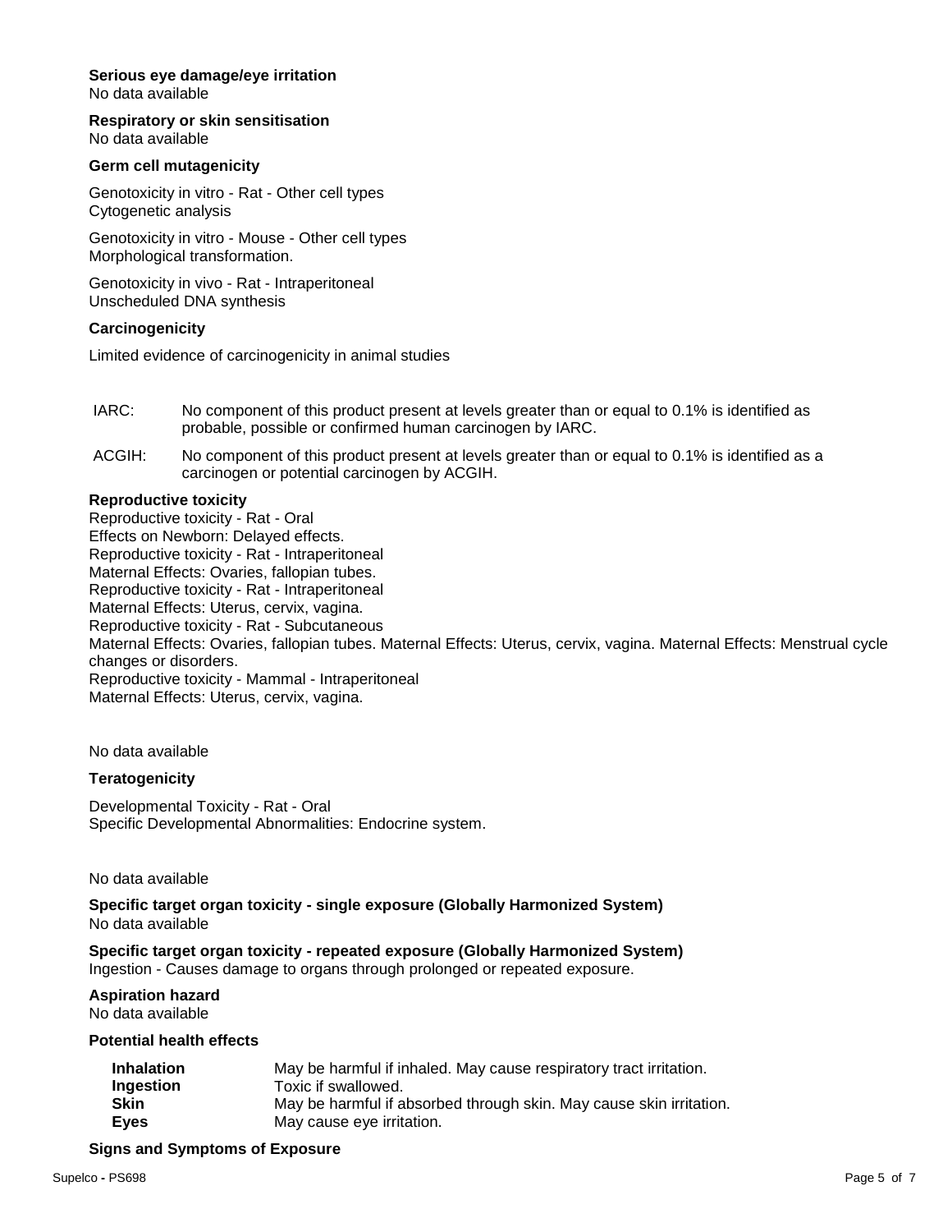**Serious eye damage/eye irritation**
No data available

**Respiratory or skin sensitisation**
No data available

**Germ cell mutagenicity**

Genotoxicity in vitro - Rat - Other cell types
Cytogenetic analysis

Genotoxicity in vitro - Mouse - Other cell types
Morphological transformation.

Genotoxicity in vivo - Rat - Intraperitoneal
Unscheduled DNA synthesis

**Carcinogenicity**

Limited evidence of carcinogenicity in animal studies

| | |
|---|---|
| IARC: | No component of this product present at levels greater than or equal to 0.1% is identified as probable, possible or confirmed human carcinogen by IARC. |
| ACGIH: | No component of this product present at levels greater than or equal to 0.1% is identified as a carcinogen or potential carcinogen by ACGIH. |

**Reproductive toxicity**
Reproductive toxicity - Rat - Oral
Effects on Newborn: Delayed effects.
Reproductive toxicity - Rat - Intraperitoneal
Maternal Effects: Ovaries, fallopian tubes.
Reproductive toxicity - Rat - Intraperitoneal
Maternal Effects: Uterus, cervix, vagina.
Reproductive toxicity - Rat - Subcutaneous
Maternal Effects: Ovaries, fallopian tubes. Maternal Effects: Uterus, cervix, vagina. Maternal Effects: Menstrual cycle changes or disorders.
Reproductive toxicity - Mammal - Intraperitoneal
Maternal Effects: Uterus, cervix, vagina.

No data available

**Teratogenicity**

Developmental Toxicity - Rat - Oral
Specific Developmental Abnormalities: Endocrine system.

No data available

**Specific target organ toxicity - single exposure (Globally Harmonized System)**
No data available

**Specific target organ toxicity - repeated exposure (Globally Harmonized System)**
Ingestion - Causes damage to organs through prolonged or repeated exposure.

**Aspiration hazard**
No data available

**Potential health effects**

| | |
|---|---|
| **Inhalation** | May be harmful if inhaled. May cause respiratory tract irritation. |
| **Ingestion** | Toxic if swallowed. |
| **Skin** | May be harmful if absorbed through skin. May cause skin irritation. |
| **Eyes** | May cause eye irritation. |

**Signs and Symptoms of Exposure**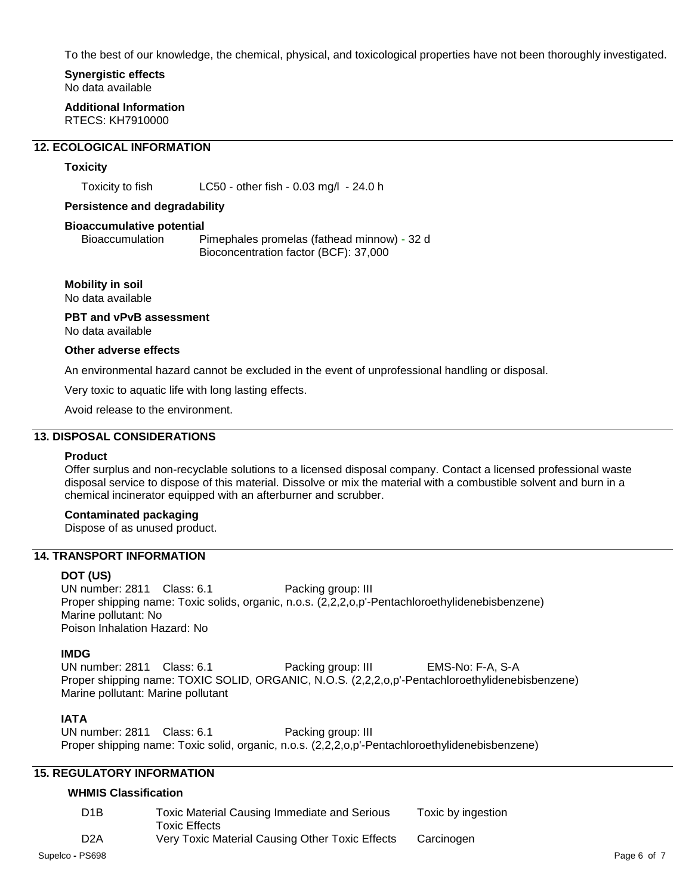To the best of our knowledge, the chemical, physical, and toxicological properties have not been thoroughly investigated.

**Synergistic effects**
No data available

**Additional Information**
RTECS: KH7910000

## 12. ECOLOGICAL INFORMATION

### Toxicity

Toxicity to fish    LC50 - other fish - 0.03 mg/l - 24.0 h

### Persistence and degradability

### Bioaccumulative potential

Bioaccumulation    Pimephales promelas (fathead minnow) - 32 d
Bioconcentration factor (BCF): 37,000

### Mobility in soil

No data available

### PBT and vPvB assessment

No data available

### Other adverse effects

An environmental hazard cannot be excluded in the event of unprofessional handling or disposal.

Very toxic to aquatic life with long lasting effects.

Avoid release to the environment.

## 13. DISPOSAL CONSIDERATIONS

### Product

Offer surplus and non-recyclable solutions to a licensed disposal company. Contact a licensed professional waste disposal service to dispose of this material. Dissolve or mix the material with a combustible solvent and burn in a chemical incinerator equipped with an afterburner and scrubber.

### Contaminated packaging

Dispose of as unused product.

## 14. TRANSPORT INFORMATION

### DOT (US)

UN number: 2811    Class: 6.1    Packing group: III
Proper shipping name: Toxic solids, organic, n.o.s. (2,2,2,o,p'-Pentachloroethylidenebisbenzene)
Marine pollutant: No
Poison Inhalation Hazard: No

### IMDG

UN number: 2811    Class: 6.1    Packing group: III    EMS-No: F-A, S-A
Proper shipping name: TOXIC SOLID, ORGANIC, N.O.S. (2,2,2,o,p'-Pentachloroethylidenebisbenzene)
Marine pollutant: Marine pollutant

### IATA

UN number: 2811    Class: 6.1    Packing group: III
Proper shipping name: Toxic solid, organic, n.o.s. (2,2,2,o,p'-Pentachloroethylidenebisbenzene)

## 15. REGULATORY INFORMATION

### WHMIS Classification

| | | |
|---|---|---|
| D1B | Toxic Material Causing Immediate and Serious Toxic Effects | Toxic by ingestion |
| D2A | Very Toxic Material Causing Other Toxic Effects | Carcinogen |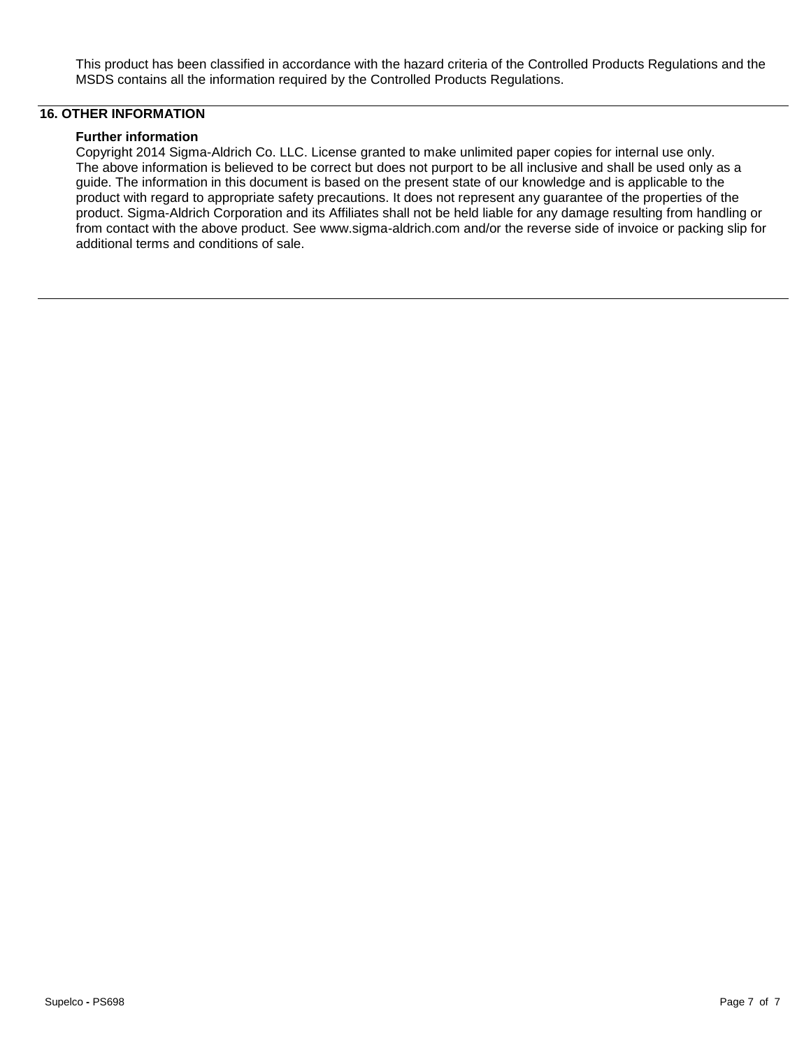This product has been classified in accordance with the hazard criteria of the Controlled Products Regulations and the MSDS contains all the information required by the Controlled Products Regulations.

## 16. OTHER INFORMATION

**Further information**

Copyright 2014 Sigma-Aldrich Co. LLC. License granted to make unlimited paper copies for internal use only.
The above information is believed to be correct but does not purport to be all inclusive and shall be used only as a guide. The information in this document is based on the present state of our knowledge and is applicable to the product with regard to appropriate safety precautions. It does not represent any guarantee of the properties of the product. Sigma-Aldrich Corporation and its Affiliates shall not be held liable for any damage resulting from handling or from contact with the above product. See www.sigma-aldrich.com and/or the reverse side of invoice or packing slip for additional terms and conditions of sale.